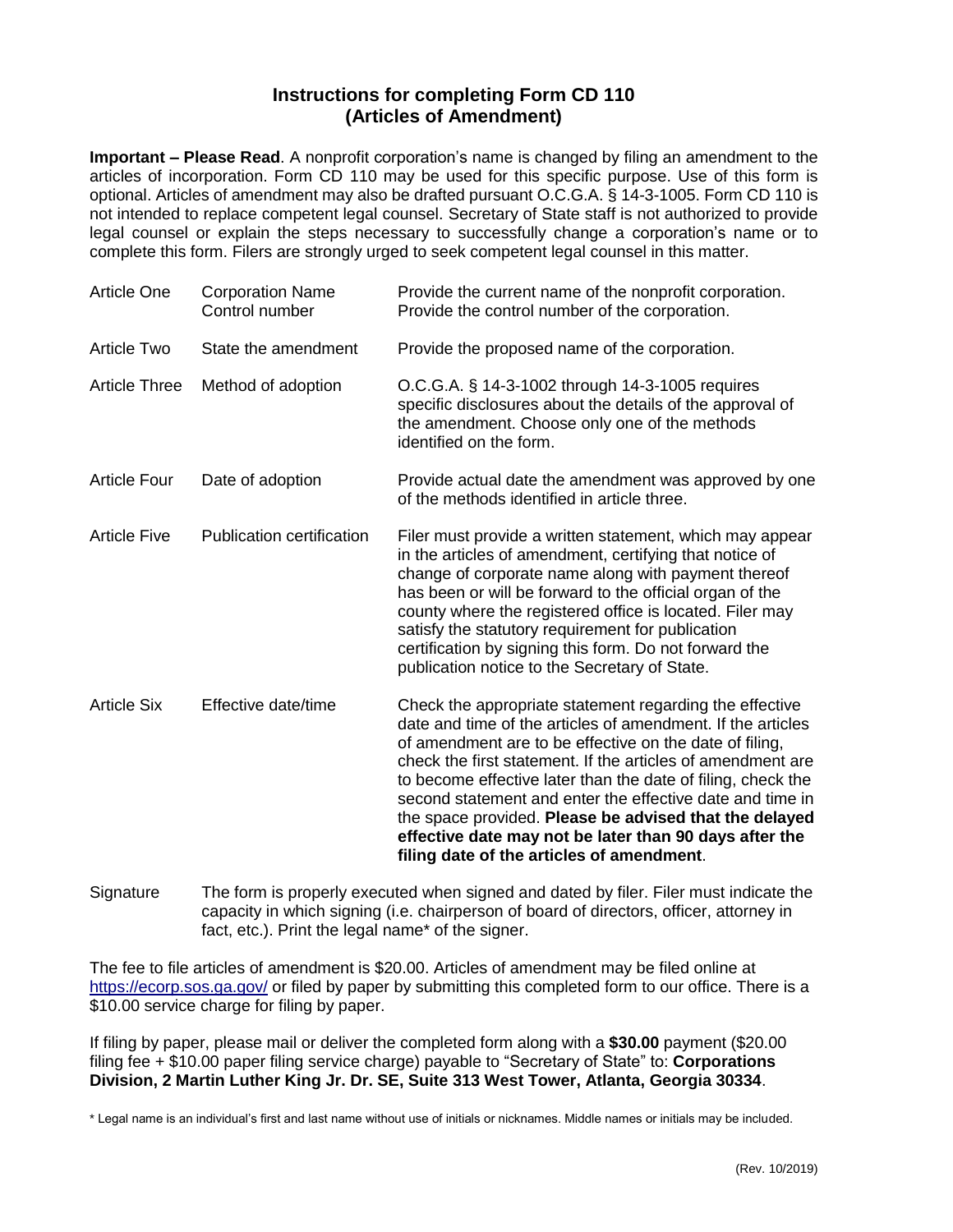# Instructions for completing Form CD 110 (Articles of Amendment)

**Important – Please Read**. A nonprofit corporation's name is changed by filing an amendment to the articles of incorporation. Form CD 110 may be used for this specific purpose. Use of this form is optional. Articles of amendment may also be drafted pursuant O.C.G.A. § 14-3-1005. Form CD 110 is not intended to replace competent legal counsel. Secretary of State staff is not authorized to provide legal counsel or explain the steps necessary to successfully change a corporation's name or to complete this form. Filers are strongly urged to seek competent legal counsel in this matter.

| | | |
|---|---|---|
| Article One | Corporation Name<br>Control number | Provide the current name of the nonprofit corporation.<br>Provide the control number of the corporation. |
| Article Two | State the amendment | Provide the proposed name of the corporation. |
| Article Three | Method of adoption | O.C.G.A. § 14-3-1002 through 14-3-1005 requires specific disclosures about the details of the approval of the amendment. Choose only one of the methods identified on the form. |
| Article Four | Date of adoption | Provide actual date the amendment was approved by one of the methods identified in article three. |
| Article Five | Publication certification | Filer must provide a written statement, which may appear in the articles of amendment, certifying that notice of change of corporate name along with payment thereof has been or will be forward to the official organ of the county where the registered office is located. Filer may satisfy the statutory requirement for publication certification by signing this form. Do not forward the publication notice to the Secretary of State. |
| Article Six | Effective date/time | Check the appropriate statement regarding the effective date and time of the articles of amendment. If the articles of amendment are to be effective on the date of filing, check the first statement. If the articles of amendment are to become effective later than the date of filing, check the second statement and enter the effective date and time in the space provided. **Please be advised that the delayed effective date may not be later than 90 days after the filing date of the articles of amendment**. |
| Signature | The form is properly executed when signed and dated by filer. Filer must indicate the capacity in which signing (i.e. chairperson of board of directors, officer, attorney in fact, etc.). Print the legal name* of the signer. | |

The fee to file articles of amendment is $20.00. Articles of amendment may be filed online at https://ecorp.sos.ga.gov/ or filed by paper by submitting this completed form to our office. There is a $10.00 service charge for filing by paper.

If filing by paper, please mail or deliver the completed form along with a **$30.00** payment ($20.00 filing fee + $10.00 paper filing service charge) payable to "Secretary of State" to: **Corporations Division, 2 Martin Luther King Jr. Dr. SE, Suite 313 West Tower, Atlanta, Georgia 30334**.

* Legal name is an individual's first and last name without use of initials or nicknames. Middle names or initials may be included.

(Rev. 10/2019)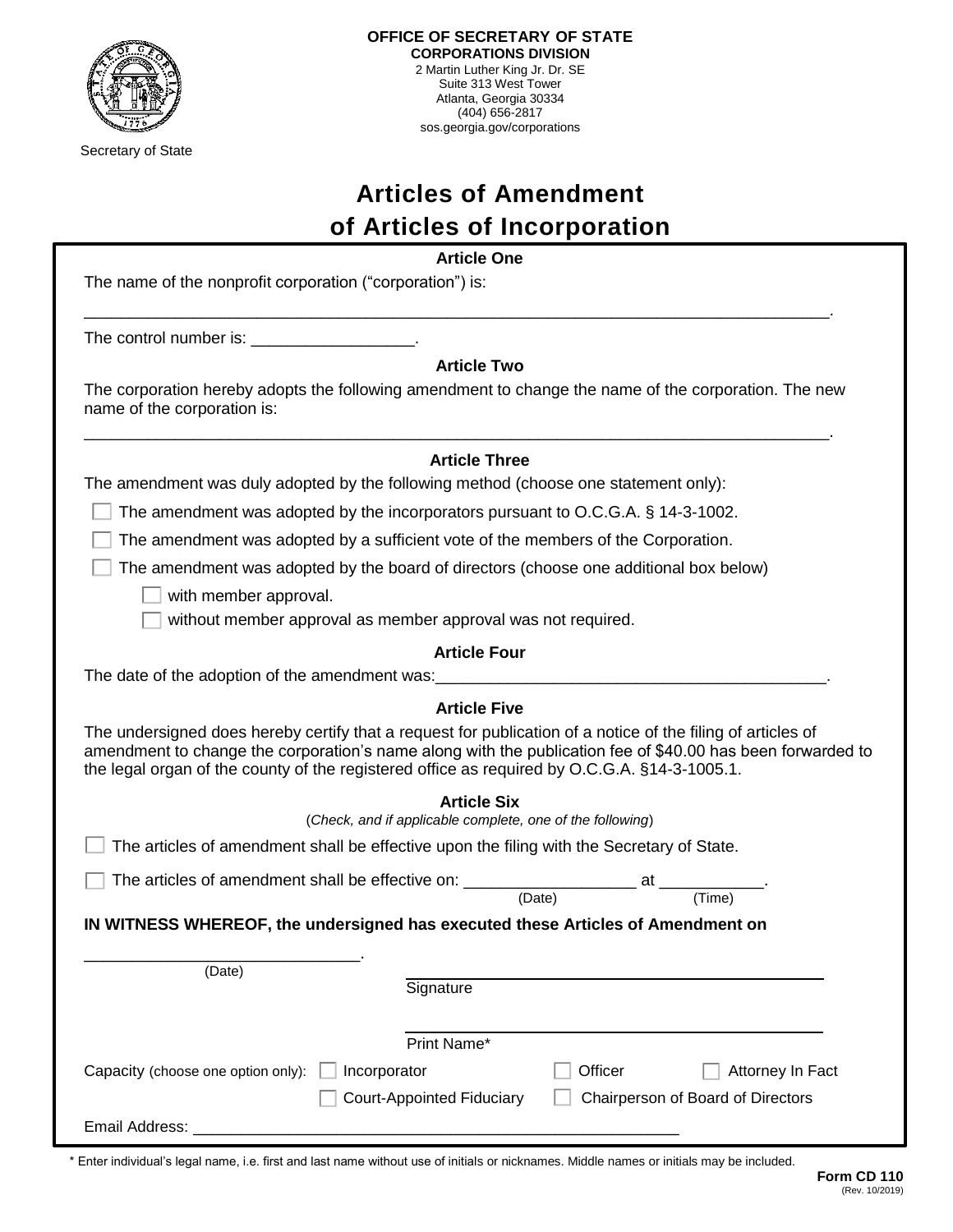**OFFICE OF SECRETARY OF STATE**
**CORPORATIONS DIVISION**
2 Martin Luther King Jr. Dr. SE
Suite 313 West Tower
Atlanta, Georgia 30334
(404) 656-2817
sos.georgia.gov/corporations

Secretary of State

# Articles of Amendment of Articles of Incorporation

### Article One

The name of the nonprofit corporation ("corporation") is:

_______________________________________________________________________________.

The control number is: __________________.

### Article Two

The corporation hereby adopts the following amendment to change the name of the corporation. The new name of the corporation is:

_______________________________________________________________________________.

### Article Three

The amendment was duly adopted by the following method (choose one statement only):

- ☐ The amendment was adopted by the incorporators pursuant to O.C.G.A. § 14-3-1002.
- ☐ The amendment was adopted by a sufficient vote of the members of the Corporation.
- ☐ The amendment was adopted by the board of directors (choose one additional box below)
  - ☐ with member approval.
  - ☐ without member approval as member approval was not required.

### Article Four

The date of the adoption of the amendment was:____________________________________________.

### Article Five

The undersigned does hereby certify that a request for publication of a notice of the filing of articles of amendment to change the corporation's name along with the publication fee of $40.00 has been forwarded to the legal organ of the county of the registered office as required by O.C.G.A. §14-3-1005.1.

### Article Six

(*Check, and if applicable complete, one of the following*)

- ☐ The articles of amendment shall be effective upon the filing with the Secretary of State.
- ☐ The articles of amendment shall be effective on: __________________ (Date) at ___________ (Time).

**IN WITNESS WHEREOF, the undersigned has executed these Articles of Amendment on**

_____________________________.
(Date)

_____________________________________________
Signature

_____________________________________________
Print Name*

Capacity (choose one option only): ☐ Incorporator ☐ Officer ☐ Attorney In Fact ☐ Court-Appointed Fiduciary ☐ Chairperson of Board of Directors

Email Address: ______________________________________________________

\* Enter individual's legal name, i.e. first and last name without use of initials or nicknames. Middle names or initials may be included.

**Form CD 110**
(Rev. 10/2019)